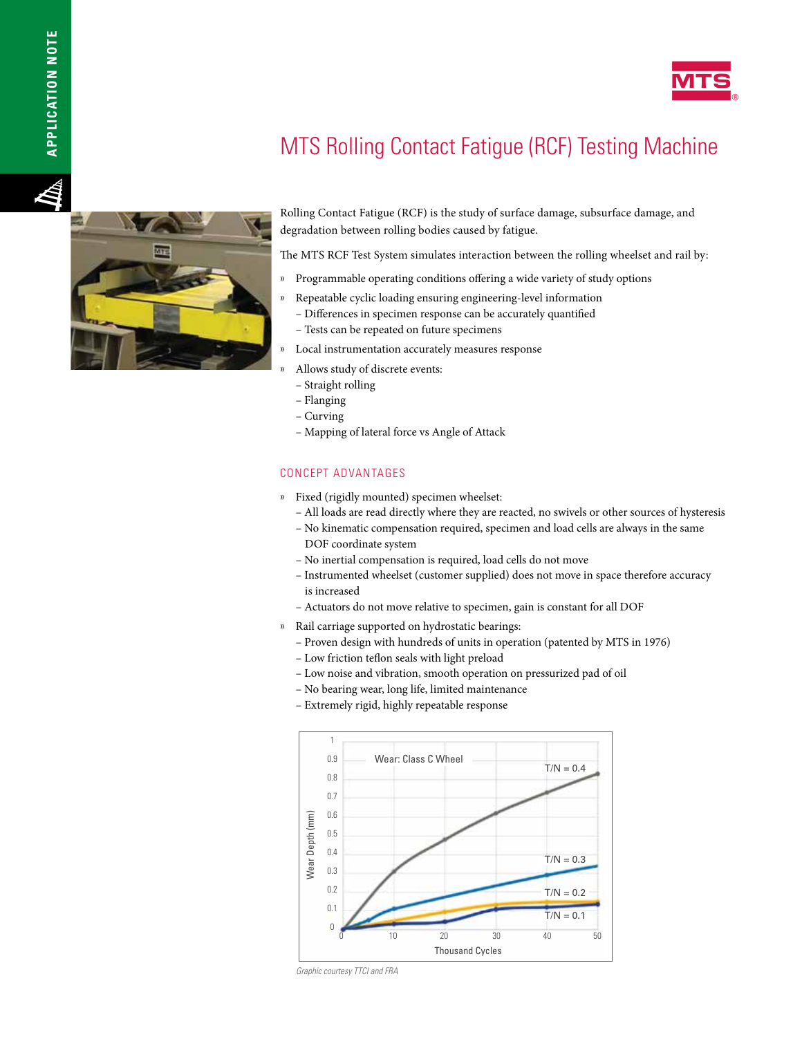# MTS Rolling Contact Fatigue (RCF) Testing Machine

Rolling Contact Fatigue (RCF) is the study of surface damage, subsurface damage, and degradation between rolling bodies caused by fatigue.

The MTS RCF Test System simulates interaction between the rolling wheelset and rail by:

- Programmable operating conditions offering a wide variety of study options
- Repeatable cyclic loading ensuring engineering-level information
  - Differences in specimen response can be accurately quantified
  - Tests can be repeated on future specimens
- Local instrumentation accurately measures response
- Allows study of discrete events:
  - Straight rolling
  - Flanging
  - Curving
  - Mapping of lateral force vs Angle of Attack

## CONCEPT ADVANTAGES

- Fixed (rigidly mounted) specimen wheelset:
  - All loads are read directly where they are reacted, no swivels or other sources of hysteresis
  - No kinematic compensation required, specimen and load cells are always in the same DOF coordinate system
  - No inertial compensation is required, load cells do not move
  - Instrumented wheelset (customer supplied) does not move in space therefore accuracy is increased
  - Actuators do not move relative to specimen, gain is constant for all DOF
- Rail carriage supported on hydrostatic bearings:
  - Proven design with hundreds of units in operation (patented by MTS in 1976)
  - Low friction teflon seals with light preload
  - Low noise and vibration, smooth operation on pressurized pad of oil
  - No bearing wear, long life, limited maintenance
  - Extremely rigid, highly repeatable response

*Graphic courtesy TTCI and FRA*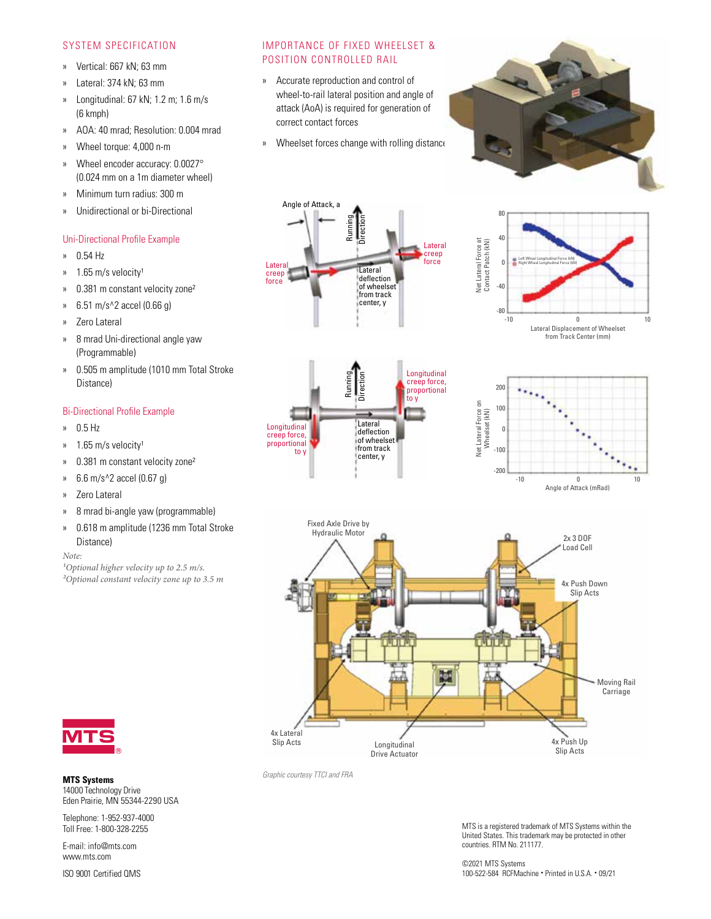## SYSTEM SPECIFICATION

- Vertical: 667 kN; 63 mm
- Lateral: 374 kN; 63 mm
- Longitudinal: 67 kN; 1.2 m; 1.6 m/s (6 kmph)
- AOA: 40 mrad; Resolution: 0.004 mrad
- Wheel torque: 4,000 n-m
- Wheel encoder accuracy: 0.0027° (0.024 mm on a 1m diameter wheel)
- Minimum turn radius: 300 m
- Unidirectional or bi-Directional

### Uni-Directional Profile Example

- 0.54 Hz
- 1.65 m/s velocity[1]
- 0.381 m constant velocity zone[2]
- 6.51 m/s^2 accel (0.66 g)
- Zero Lateral
- 8 mrad Uni-directional angle yaw (Programmable)
- 0.505 m amplitude (1010 mm Total Stroke Distance)

### Bi-Directional Profile Example

- 0.5 Hz
- 1.65 m/s velocity[1]
- 0.381 m constant velocity zone[2]
- 6.6 m/s^2 accel (0.67 g)
- Zero Lateral
- 8 mrad bi-angle yaw (programmable)
- 0.618 m amplitude (1236 mm Total Stroke Distance)

*Note:*
*[1]Optional higher velocity up to 2.5 m/s.*
*[2]Optional constant velocity zone up to 3.5 m*

## IMPORTANCE OF FIXED WHEELSET & POSITION CONTROLLED RAIL

- Accurate reproduction and control of wheel-to-rail lateral position and angle of attack (AoA) is required for generation of correct contact forces
- Wheelset forces change with rolling distance

Angle of Attack, a
Running Direction
Lateral creep force
Lateral creep force
Lateral deflection of wheelset from track center, y

Net Lateral Force at Contact Patch (kN)
80
40
0
-40
-80
-10
0
10
Lateral Displacement of Wheelset from Track Center (mm)
Left Wheel Longitudinal Force (kN)
Right Wheel Longitudinal Force (kN)

Running Direction
Longitudinal creep force, proportional to y
Longitudinal creep force, proportional to y
Lateral deflection of wheelset from track center, y

Net Lateral Force on Wheelset (kN)
200
100
0
-100
-200
-10
0
10
Angle of Attack (mRad)

Fixed Axle Drive by Hydraulic Motor
2x 3 DOF Load Cell
4x Push Down Slip Acts
Moving Rail Carriage
4x Lateral Slip Acts
Longitudinal Drive Actuator
4x Push Up Slip Acts

*Graphic courtesy TTCI and FRA*

**MTS Systems**
14000 Technology Drive
Eden Prairie, MN 55344-2290 USA

Telephone: 1-952-937-4000
Toll Free: 1-800-328-2255

E-mail: info@mts.com
www.mts.com

ISO 9001 Certified QMS

MTS is a registered trademark of MTS Systems within the United States. This trademark may be protected in other countries. RTM No. 211177.

©2021 MTS Systems
100-522-584 RCFMachine • Printed in U.S.A. • 09/21